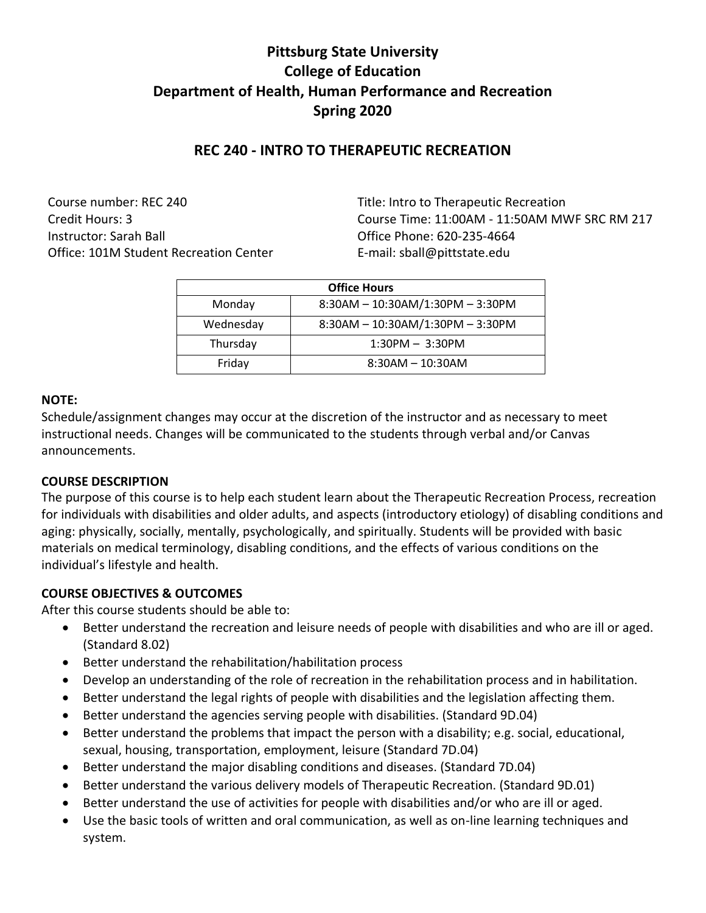# Pittsburg State University
# College of Education
# Department of Health, Human Performance and Recreation
# Spring 2020

## REC 240 - INTRO TO THERAPEUTIC RECREATION

Course number: REC 240
Credit Hours: 3
Instructor: Sarah Ball
Office: 101M Student Recreation Center

Title: Intro to Therapeutic Recreation
Course Time: 11:00AM - 11:50AM MWF SRC RM 217
Office Phone: 620-235-4664
E-mail: sball@pittstate.edu

| Office Hours | |
|---|---|
| Monday | 8:30AM – 10:30AM/1:30PM – 3:30PM |
| Wednesday | 8:30AM – 10:30AM/1:30PM – 3:30PM |
| Thursday | 1:30PM – 3:30PM |
| Friday | 8:30AM – 10:30AM |

**NOTE:**
Schedule/assignment changes may occur at the discretion of the instructor and as necessary to meet instructional needs. Changes will be communicated to the students through verbal and/or Canvas announcements.

**COURSE DESCRIPTION**
The purpose of this course is to help each student learn about the Therapeutic Recreation Process, recreation for individuals with disabilities and older adults, and aspects (introductory etiology) of disabling conditions and aging: physically, socially, mentally, psychologically, and spiritually. Students will be provided with basic materials on medical terminology, disabling conditions, and the effects of various conditions on the individual's lifestyle and health.

**COURSE OBJECTIVES & OUTCOMES**
After this course students should be able to:

- Better understand the recreation and leisure needs of people with disabilities and who are ill or aged. (Standard 8.02)
- Better understand the rehabilitation/habilitation process
- Develop an understanding of the role of recreation in the rehabilitation process and in habilitation.
- Better understand the legal rights of people with disabilities and the legislation affecting them.
- Better understand the agencies serving people with disabilities. (Standard 9D.04)
- Better understand the problems that impact the person with a disability; e.g. social, educational, sexual, housing, transportation, employment, leisure (Standard 7D.04)
- Better understand the major disabling conditions and diseases. (Standard 7D.04)
- Better understand the various delivery models of Therapeutic Recreation. (Standard 9D.01)
- Better understand the use of activities for people with disabilities and/or who are ill or aged.
- Use the basic tools of written and oral communication, as well as on-line learning techniques and system.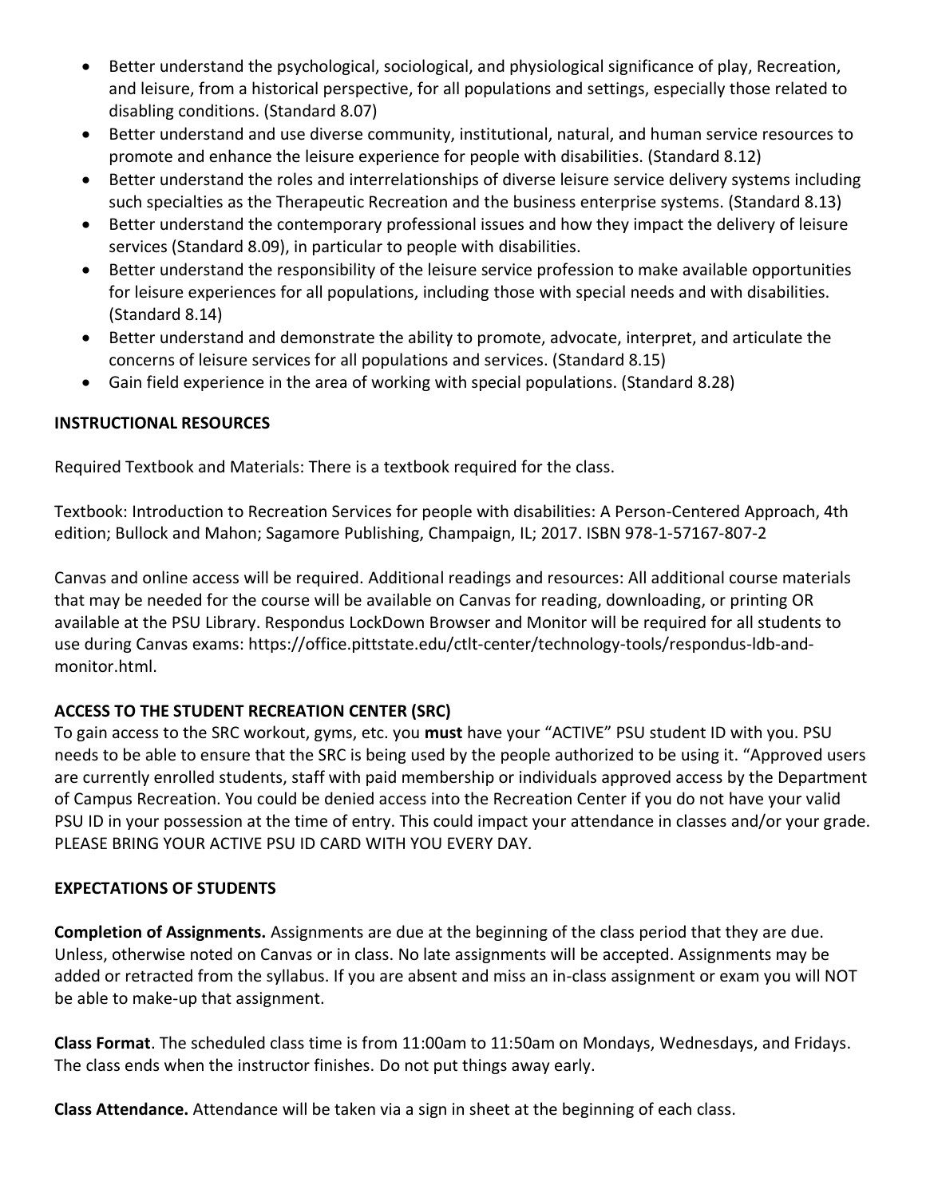- Better understand the psychological, sociological, and physiological significance of play, Recreation, and leisure, from a historical perspective, for all populations and settings, especially those related to disabling conditions. (Standard 8.07)
- Better understand and use diverse community, institutional, natural, and human service resources to promote and enhance the leisure experience for people with disabilities. (Standard 8.12)
- Better understand the roles and interrelationships of diverse leisure service delivery systems including such specialties as the Therapeutic Recreation and the business enterprise systems. (Standard 8.13)
- Better understand the contemporary professional issues and how they impact the delivery of leisure services (Standard 8.09), in particular to people with disabilities.
- Better understand the responsibility of the leisure service profession to make available opportunities for leisure experiences for all populations, including those with special needs and with disabilities. (Standard 8.14)
- Better understand and demonstrate the ability to promote, advocate, interpret, and articulate the concerns of leisure services for all populations and services. (Standard 8.15)
- Gain field experience in the area of working with special populations. (Standard 8.28)

**INSTRUCTIONAL RESOURCES**

Required Textbook and Materials: There is a textbook required for the class.

Textbook: Introduction to Recreation Services for people with disabilities: A Person-Centered Approach, 4th edition; Bullock and Mahon; Sagamore Publishing, Champaign, IL; 2017. ISBN 978-1-57167-807-2

Canvas and online access will be required. Additional readings and resources: All additional course materials that may be needed for the course will be available on Canvas for reading, downloading, or printing OR available at the PSU Library. Respondus LockDown Browser and Monitor will be required for all students to use during Canvas exams: https://office.pittstate.edu/ctlt-center/technology-tools/respondus-ldb-and-monitor.html.

**ACCESS TO THE STUDENT RECREATION CENTER (SRC)**

To gain access to the SRC workout, gyms, etc. you **must** have your "ACTIVE" PSU student ID with you. PSU needs to be able to ensure that the SRC is being used by the people authorized to be using it. "Approved users are currently enrolled students, staff with paid membership or individuals approved access by the Department of Campus Recreation. You could be denied access into the Recreation Center if you do not have your valid PSU ID in your possession at the time of entry. This could impact your attendance in classes and/or your grade. PLEASE BRING YOUR ACTIVE PSU ID CARD WITH YOU EVERY DAY.

**EXPECTATIONS OF STUDENTS**

**Completion of Assignments.** Assignments are due at the beginning of the class period that they are due. Unless, otherwise noted on Canvas or in class. No late assignments will be accepted. Assignments may be added or retracted from the syllabus. If you are absent and miss an in-class assignment or exam you will NOT be able to make-up that assignment.

**Class Format**. The scheduled class time is from 11:00am to 11:50am on Mondays, Wednesdays, and Fridays. The class ends when the instructor finishes. Do not put things away early.

**Class Attendance.** Attendance will be taken via a sign in sheet at the beginning of each class.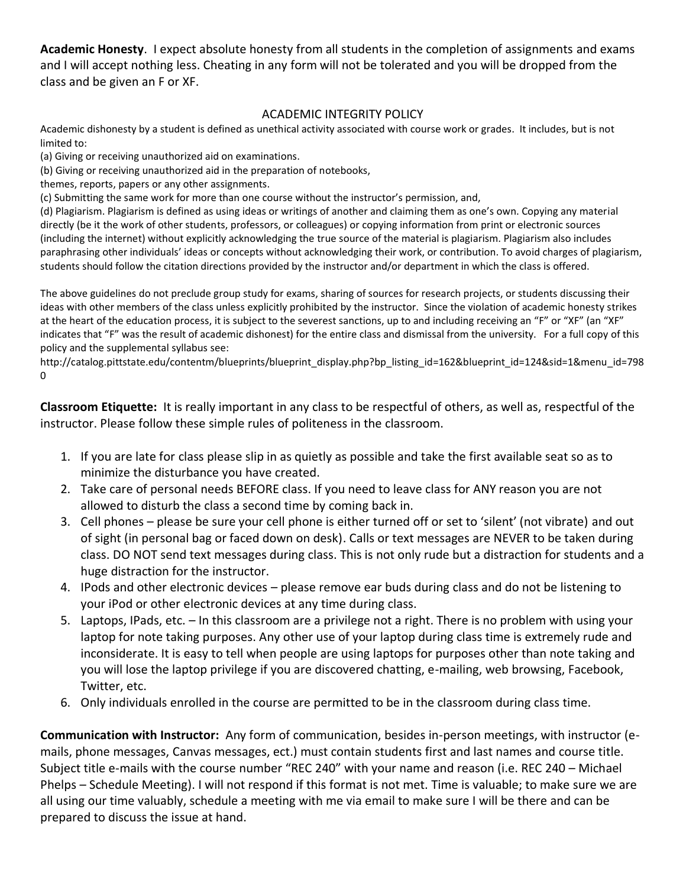**Academic Honesty**. I expect absolute honesty from all students in the completion of assignments and exams and I will accept nothing less. Cheating in any form will not be tolerated and you will be dropped from the class and be given an F or XF.

ACADEMIC INTEGRITY POLICY

Academic dishonesty by a student is defined as unethical activity associated with course work or grades. It includes, but is not limited to:

(a) Giving or receiving unauthorized aid on examinations.

(b) Giving or receiving unauthorized aid in the preparation of notebooks, themes, reports, papers or any other assignments.

(c) Submitting the same work for more than one course without the instructor's permission, and,

(d) Plagiarism. Plagiarism is defined as using ideas or writings of another and claiming them as one's own. Copying any material directly (be it the work of other students, professors, or colleagues) or copying information from print or electronic sources (including the internet) without explicitly acknowledging the true source of the material is plagiarism. Plagiarism also includes paraphrasing other individuals' ideas or concepts without acknowledging their work, or contribution. To avoid charges of plagiarism, students should follow the citation directions provided by the instructor and/or department in which the class is offered.

The above guidelines do not preclude group study for exams, sharing of sources for research projects, or students discussing their ideas with other members of the class unless explicitly prohibited by the instructor. Since the violation of academic honesty strikes at the heart of the education process, it is subject to the severest sanctions, up to and including receiving an "F" or "XF" (an "XF" indicates that "F" was the result of academic dishonest) for the entire class and dismissal from the university. For a full copy of this policy and the supplemental syllabus see:
http://catalog.pittstate.edu/contentm/blueprints/blueprint_display.php?bp_listing_id=162&blueprint_id=124&sid=1&menu_id=7980

**Classroom Etiquette:** It is really important in any class to be respectful of others, as well as, respectful of the instructor. Please follow these simple rules of politeness in the classroom.

1. If you are late for class please slip in as quietly as possible and take the first available seat so as to minimize the disturbance you have created.
2. Take care of personal needs BEFORE class. If you need to leave class for ANY reason you are not allowed to disturb the class a second time by coming back in.
3. Cell phones – please be sure your cell phone is either turned off or set to 'silent' (not vibrate) and out of sight (in personal bag or faced down on desk). Calls or text messages are NEVER to be taken during class. DO NOT send text messages during class. This is not only rude but a distraction for students and a huge distraction for the instructor.
4. IPods and other electronic devices – please remove ear buds during class and do not be listening to your iPod or other electronic devices at any time during class.
5. Laptops, IPads, etc. – In this classroom are a privilege not a right. There is no problem with using your laptop for note taking purposes. Any other use of your laptop during class time is extremely rude and inconsiderate. It is easy to tell when people are using laptops for purposes other than note taking and you will lose the laptop privilege if you are discovered chatting, e-mailing, web browsing, Facebook, Twitter, etc.
6. Only individuals enrolled in the course are permitted to be in the classroom during class time.

**Communication with Instructor:** Any form of communication, besides in-person meetings, with instructor (e-mails, phone messages, Canvas messages, ect.) must contain students first and last names and course title. Subject title e-mails with the course number "REC 240" with your name and reason (i.e. REC 240 – Michael Phelps – Schedule Meeting). I will not respond if this format is not met. Time is valuable; to make sure we are all using our time valuably, schedule a meeting with me via email to make sure I will be there and can be prepared to discuss the issue at hand.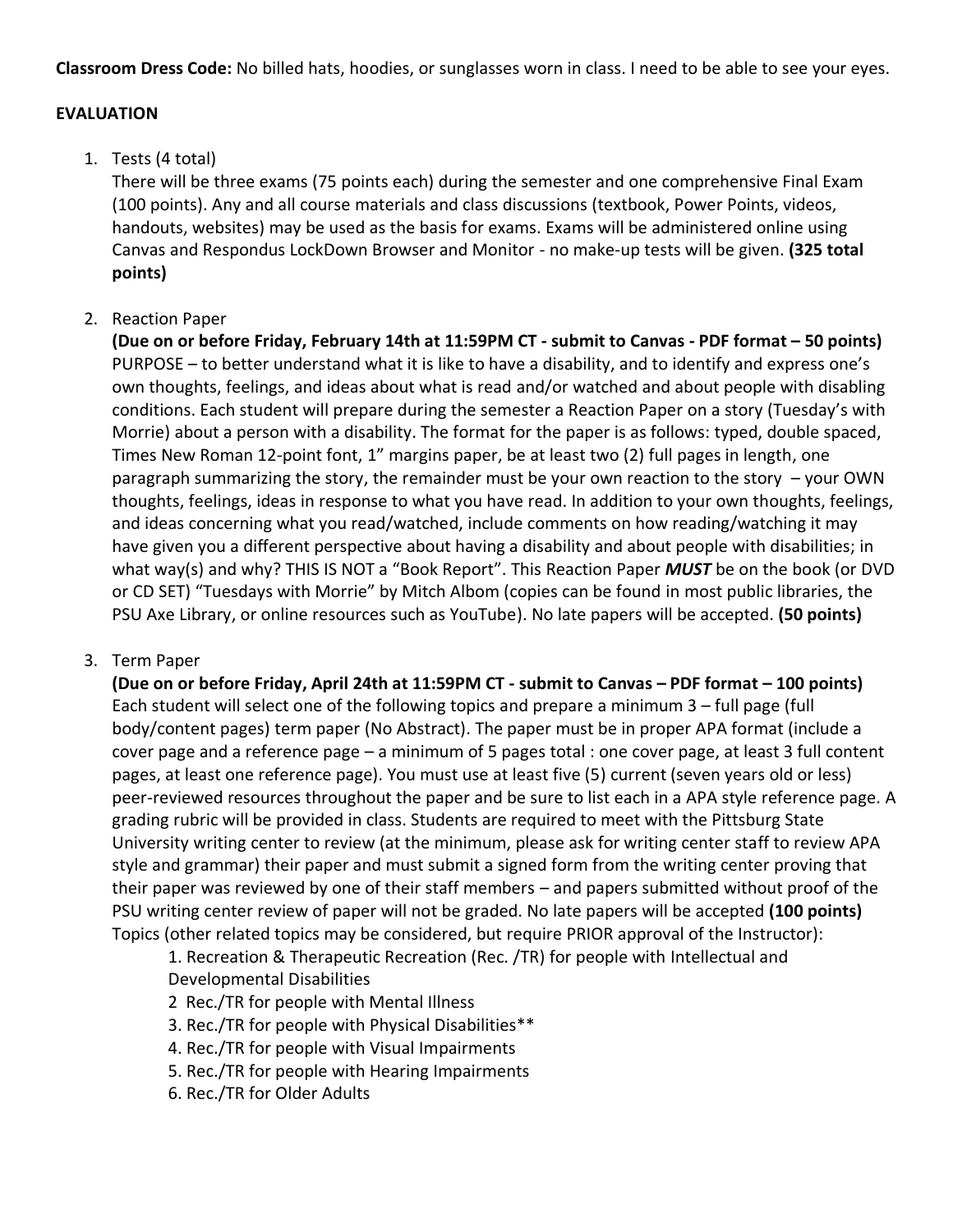**Classroom Dress Code:** No billed hats, hoodies, or sunglasses worn in class. I need to be able to see your eyes.

**EVALUATION**

1. Tests (4 total)
   There will be three exams (75 points each) during the semester and one comprehensive Final Exam (100 points). Any and all course materials and class discussions (textbook, Power Points, videos, handouts, websites) may be used as the basis for exams. Exams will be administered online using Canvas and Respondus LockDown Browser and Monitor - no make-up tests will be given. **(325 total points)**

2. Reaction Paper
   **(Due on or before Friday, February 14th at 11:59PM CT - submit to Canvas - PDF format – 50 points)** PURPOSE – to better understand what it is like to have a disability, and to identify and express one's own thoughts, feelings, and ideas about what is read and/or watched and about people with disabling conditions. Each student will prepare during the semester a Reaction Paper on a story (Tuesday's with Morrie) about a person with a disability. The format for the paper is as follows: typed, double spaced, Times New Roman 12-point font, 1" margins paper, be at least two (2) full pages in length, one paragraph summarizing the story, the remainder must be your own reaction to the story – your OWN thoughts, feelings, ideas in response to what you have read. In addition to your own thoughts, feelings, and ideas concerning what you read/watched, include comments on how reading/watching it may have given you a different perspective about having a disability and about people with disabilities; in what way(s) and why? THIS IS NOT a "Book Report". This Reaction Paper ***MUST*** be on the book (or DVD or CD SET) "Tuesdays with Morrie" by Mitch Albom (copies can be found in most public libraries, the PSU Axe Library, or online resources such as YouTube). No late papers will be accepted. **(50 points)**

3. Term Paper
   **(Due on or before Friday, April 24th at 11:59PM CT - submit to Canvas – PDF format – 100 points)** Each student will select one of the following topics and prepare a minimum 3 – full page (full body/content pages) term paper (No Abstract). The paper must be in proper APA format (include a cover page and a reference page – a minimum of 5 pages total : one cover page, at least 3 full content pages, at least one reference page). You must use at least five (5) current (seven years old or less) peer-reviewed resources throughout the paper and be sure to list each in a APA style reference page. A grading rubric will be provided in class. Students are required to meet with the Pittsburg State University writing center to review (at the minimum, please ask for writing center staff to review APA style and grammar) their paper and must submit a signed form from the writing center proving that their paper was reviewed by one of their staff members – and papers submitted without proof of the PSU writing center review of paper will not be graded. No late papers will be accepted **(100 points)**
   Topics (other related topics may be considered, but require PRIOR approval of the Instructor):
   1. Recreation & Therapeutic Recreation (Rec. /TR) for people with Intellectual and Developmental Disabilities
   2 Rec./TR for people with Mental Illness
   3. Rec./TR for people with Physical Disabilities**
   4. Rec./TR for people with Visual Impairments
   5. Rec./TR for people with Hearing Impairments
   6. Rec./TR for Older Adults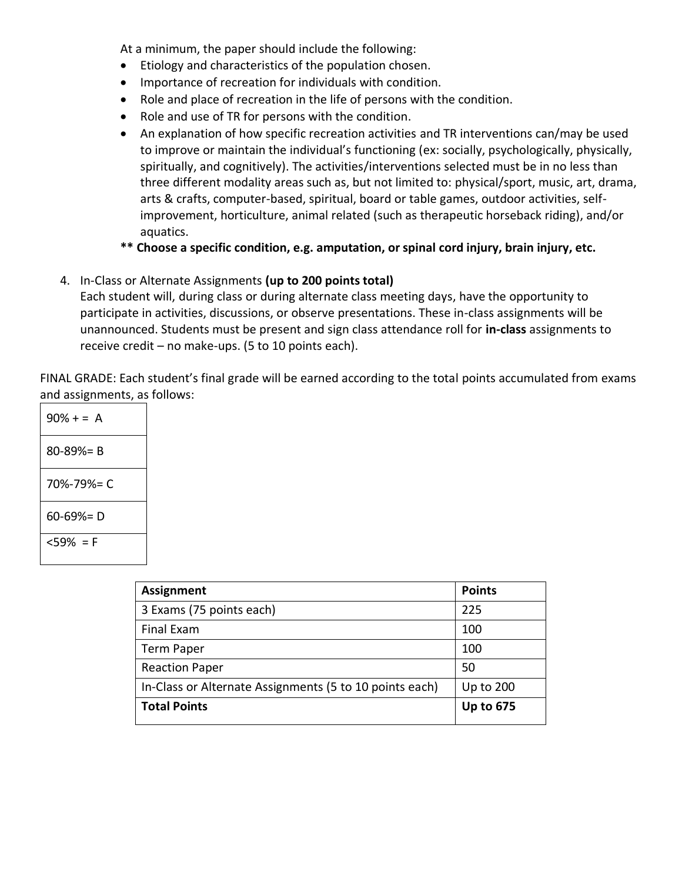At a minimum, the paper should include the following:

- Etiology and characteristics of the population chosen.
- Importance of recreation for individuals with condition.
- Role and place of recreation in the life of persons with the condition.
- Role and use of TR for persons with the condition.
- An explanation of how specific recreation activities and TR interventions can/may be used to improve or maintain the individual's functioning (ex: socially, psychologically, physically, spiritually, and cognitively). The activities/interventions selected must be in no less than three different modality areas such as, but not limited to: physical/sport, music, art, drama, arts & crafts, computer-based, spiritual, board or table games, outdoor activities, self-improvement, horticulture, animal related (such as therapeutic horseback riding), and/or aquatics.

**** Choose a specific condition, e.g. amputation, or spinal cord injury, brain injury, etc.**

4. In-Class or Alternate Assignments **(up to 200 points total)**
   Each student will, during class or during alternate class meeting days, have the opportunity to participate in activities, discussions, or observe presentations. These in-class assignments will be unannounced. Students must be present and sign class attendance roll for **in-class** assignments to receive credit – no make-ups. (5 to 10 points each).

FINAL GRADE: Each student's final grade will be earned according to the total points accumulated from exams and assignments, as follows:

| |
|---|
| 90% + = A |
| 80-89%= B |
| 70%-79%= C |
| 60-69%= D |
| <59% = F |

| Assignment | Points |
|---|---|
| 3 Exams (75 points each) | 225 |
| Final Exam | 100 |
| Term Paper | 100 |
| Reaction Paper | 50 |
| In-Class or Alternate Assignments (5 to 10 points each) | Up to 200 |
| **Total Points** | **Up to 675** |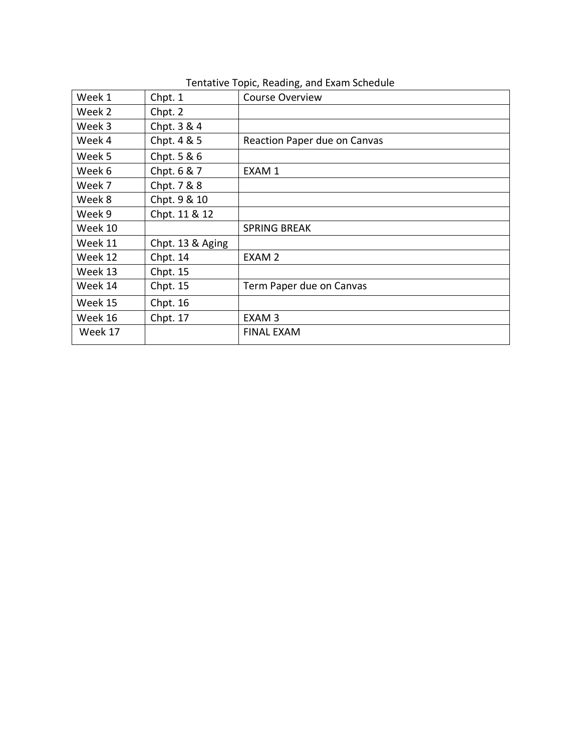Tentative Topic, Reading, and Exam Schedule

| | | |
|---|---|---|
| Week 1 | Chpt. 1 | Course Overview |
| Week 2 | Chpt. 2 | |
| Week 3 | Chpt. 3 & 4 | |
| Week 4 | Chpt. 4 & 5 | Reaction Paper due on Canvas |
| Week 5 | Chpt. 5 & 6 | |
| Week 6 | Chpt. 6 & 7 | EXAM 1 |
| Week 7 | Chpt. 7 & 8 | |
| Week 8 | Chpt. 9 & 10 | |
| Week 9 | Chpt. 11 & 12 | |
| Week 10 | | SPRING BREAK |
| Week 11 | Chpt. 13 & Aging | |
| Week 12 | Chpt. 14 | EXAM 2 |
| Week 13 | Chpt. 15 | |
| Week 14 | Chpt. 15 | Term Paper due on Canvas |
| Week 15 | Chpt. 16 | |
| Week 16 | Chpt. 17 | EXAM 3 |
| Week 17 | | FINAL EXAM |